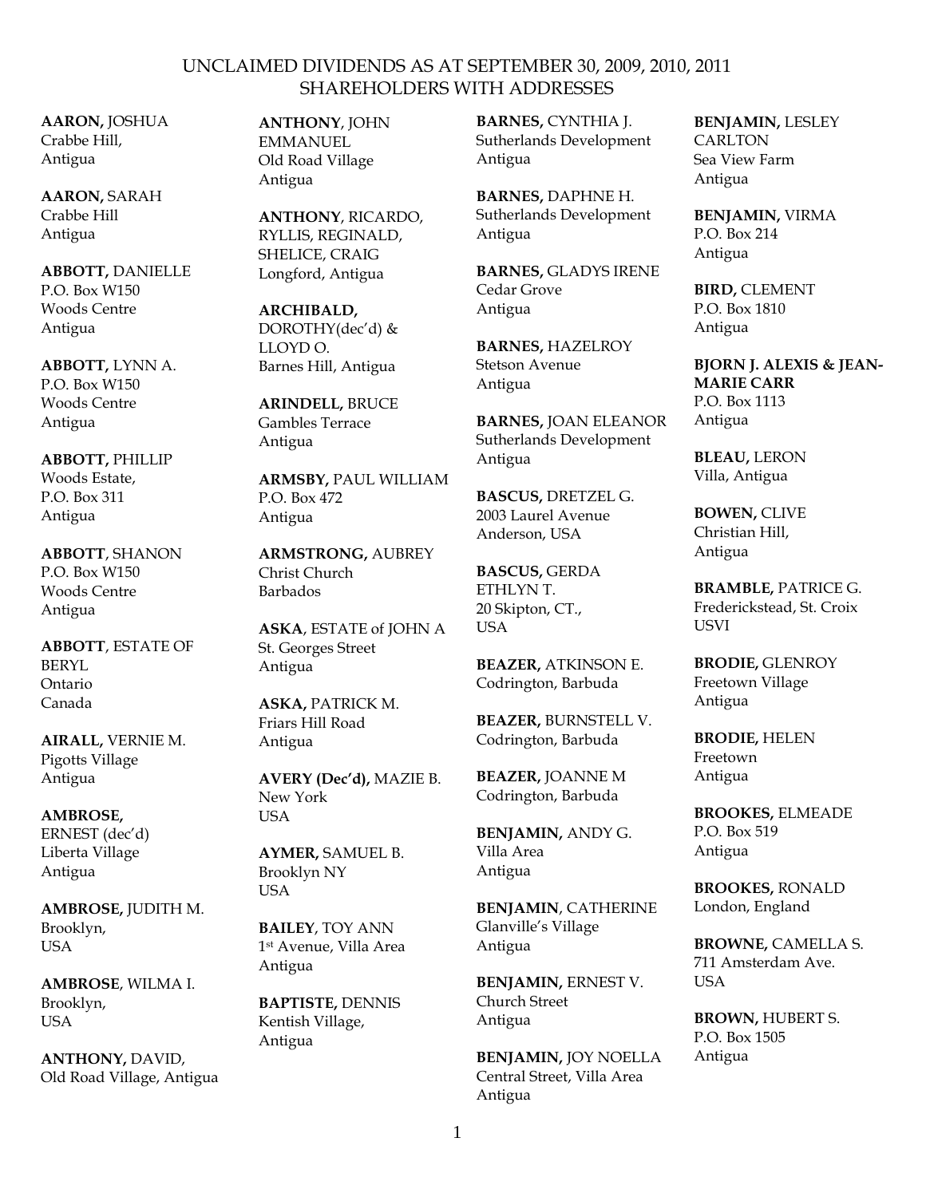# UNCLAIMED DIVIDENDS AS AT SEPTEMBER 30, 2009, 2010, 2011
## SHAREHOLDERS WITH ADDRESSES

**AARON,** JOSHUA
Crabbe Hill,
Antigua

**AARON,** SARAH
Crabbe Hill
Antigua

**ABBOTT,** DANIELLE
P.O. Box W150
Woods Centre
Antigua

**ABBOTT,** LYNN A.
P.O. Box W150
Woods Centre
Antigua

**ABBOTT,** PHILLIP
Woods Estate,
P.O. Box 311
Antigua

**ABBOTT**, SHANON
P.O. Box W150
Woods Centre
Antigua

**ABBOTT**, ESTATE OF
BERYL
Ontario
Canada

**AIRALL,** VERNIE M.
Pigotts Village
Antigua

**AMBROSE,**
ERNEST (dec'd)
Liberta Village
Antigua

**AMBROSE,** JUDITH M.
Brooklyn,
USA

**AMBROSE**, WILMA I.
Brooklyn,
USA

**ANTHONY,** DAVID,
Old Road Village, Antigua

**ANTHONY**, JOHN
EMMANUEL
Old Road Village
Antigua

**ANTHONY**, RICARDO,
RYLLIS, REGINALD,
SHELICE, CRAIG
Longford, Antigua

**ARCHIBALD,**
DOROTHY(dec'd) &
LLOYD O.
Barnes Hill, Antigua

**ARINDELL,** BRUCE
Gambles Terrace
Antigua

**ARMSBY,** PAUL WILLIAM
P.O. Box 472
Antigua

**ARMSTRONG,** AUBREY
Christ Church
Barbados

**ASKA**, ESTATE of JOHN A
St. Georges Street
Antigua

**ASKA,** PATRICK M.
Friars Hill Road
Antigua

**AVERY (Dec'd),** MAZIE B.
New York
USA

**AYMER,** SAMUEL B.
Brooklyn NY
USA

**BAILEY**, TOY ANN
1st Avenue, Villa Area
Antigua

**BAPTISTE,** DENNIS
Kentish Village,
Antigua

**BARNES,** CYNTHIA J.
Sutherlands Development
Antigua

**BARNES,** DAPHNE H.
Sutherlands Development
Antigua

**BARNES,** GLADYS IRENE
Cedar Grove
Antigua

**BARNES,** HAZELROY
Stetson Avenue
Antigua

**BARNES,** JOAN ELEANOR
Sutherlands Development
Antigua

**BASCUS,** DRETZEL G.
2003 Laurel Avenue
Anderson, USA

**BASCUS,** GERDA
ETHLYN T.
20 Skipton, CT.,
USA

**BEAZER,** ATKINSON E.
Codrington, Barbuda

**BEAZER,** BURNSTELL V.
Codrington, Barbuda

**BEAZER,** JOANNE M
Codrington, Barbuda

**BENJAMIN,** ANDY G.
Villa Area
Antigua

**BENJAMIN**, CATHERINE
Glanville's Village
Antigua

**BENJAMIN,** ERNEST V.
Church Street
Antigua

**BENJAMIN,** JOY NOELLA
Central Street, Villa Area
Antigua

**BENJAMIN,** LESLEY
CARLTON
Sea View Farm
Antigua

**BENJAMIN,** VIRMA
P.O. Box 214
Antigua

**BIRD,** CLEMENT
P.O. Box 1810
Antigua

**BJORN J. ALEXIS & JEAN-MARIE CARR**
P.O. Box 1113
Antigua

**BLEAU,** LERON
Villa, Antigua

**BOWEN,** CLIVE
Christian Hill,
Antigua

**BRAMBLE,** PATRICE G.
Frederickstead, St. Croix
USVI

**BRODIE,** GLENROY
Freetown Village
Antigua

**BRODIE,** HELEN
Freetown
Antigua

**BROOKES,** ELMEADE
P.O. Box 519
Antigua

**BROOKES,** RONALD
London, England

**BROWNE,** CAMELLA S.
711 Amsterdam Ave.
USA

**BROWN,** HUBERT S.
P.O. Box 1505
Antigua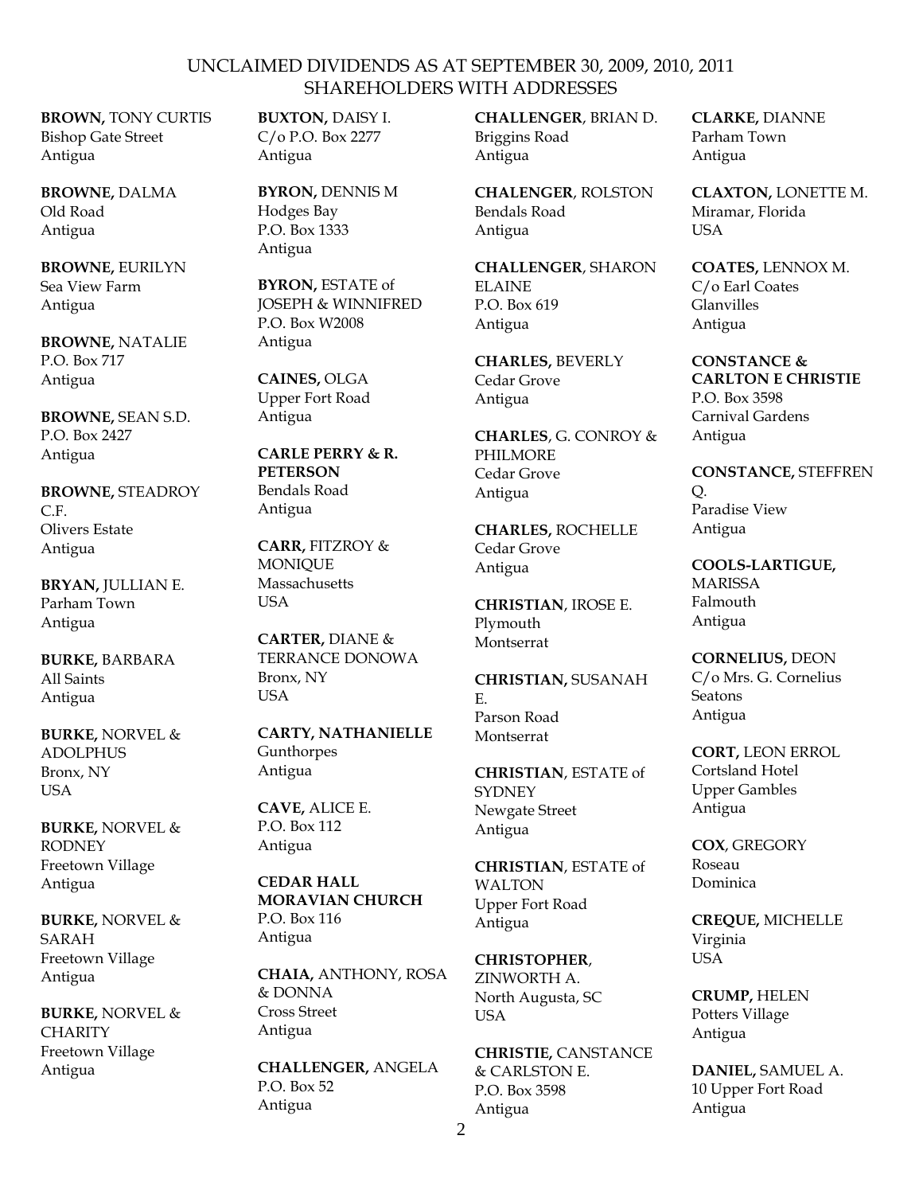# UNCLAIMED DIVIDENDS AS AT SEPTEMBER 30, 2009, 2010, 2011
## SHAREHOLDERS WITH ADDRESSES

**BROWN,** TONY CURTIS
Bishop Gate Street
Antigua

**BROWNE,** DALMA
Old Road
Antigua

**BROWNE,** EURILYN
Sea View Farm
Antigua

**BROWNE,** NATALIE
P.O. Box 717
Antigua

**BROWNE,** SEAN S.D.
P.O. Box 2427
Antigua

**BROWNE,** STEADROY C.F.
Olivers Estate
Antigua

**BRYAN,** JULLIAN E.
Parham Town
Antigua

**BURKE,** BARBARA
All Saints
Antigua

**BURKE,** NORVEL & ADOLPHUS
Bronx, NY
USA

**BURKE,** NORVEL & RODNEY
Freetown Village
Antigua

**BURKE,** NORVEL & SARAH
Freetown Village
Antigua

**BURKE,** NORVEL & CHARITY
Freetown Village
Antigua

**BUXTON,** DAISY I.
C/o P.O. Box 2277
Antigua

**BYRON,** DENNIS M
Hodges Bay
P.O. Box 1333
Antigua

**BYRON,** ESTATE of JOSEPH & WINNIFRED
P.O. Box W2008
Antigua

**CAINES,** OLGA
Upper Fort Road
Antigua

**CARLE PERRY & R. PETERSON**
Bendals Road
Antigua

**CARR,** FITZROY & MONIQUE
Massachusetts
USA

**CARTER,** DIANE & TERRANCE DONOWA
Bronx, NY
USA

**CARTY, NATHANIELLE**
Gunthorpes
Antigua

**CAVE,** ALICE E.
P.O. Box 112
Antigua

**CEDAR HALL MORAVIAN CHURCH**
P.O. Box 116
Antigua

**CHAIA,** ANTHONY, ROSA & DONNA
Cross Street
Antigua

**CHALLENGER,** ANGELA
P.O. Box 52
Antigua

**CHALLENGER**, BRIAN D.
Briggins Road
Antigua

**CHALENGER**, ROLSTON
Bendals Road
Antigua

**CHALLENGER**, SHARON ELAINE
P.O. Box 619
Antigua

**CHARLES,** BEVERLY
Cedar Grove
Antigua

**CHARLES**, G. CONROY & PHILMORE
Cedar Grove
Antigua

**CHARLES,** ROCHELLE
Cedar Grove
Antigua

**CHRISTIAN**, IROSE E.
Plymouth
Montserrat

**CHRISTIAN,** SUSANAH E.
Parson Road
Montserrat

**CHRISTIAN**, ESTATE of SYDNEY
Newgate Street
Antigua

**CHRISTIAN**, ESTATE of WALTON
Upper Fort Road
Antigua

**CHRISTOPHER**, ZINWORTH A.
North Augusta, SC
USA

**CHRISTIE,** CANSTANCE & CARLSTON E.
P.O. Box 3598
Antigua

**CLARKE,** DIANNE
Parham Town
Antigua

**CLAXTON,** LONETTE M.
Miramar, Florida
USA

**COATES,** LENNOX M.
C/o Earl Coates
Glanvilles
Antigua

**CONSTANCE & CARLTON E CHRISTIE**
P.O. Box 3598
Carnival Gardens
Antigua

**CONSTANCE,** STEFFREN Q.
Paradise View
Antigua

**COOLS-LARTIGUE,** MARISSA
Falmouth
Antigua

**CORNELIUS,** DEON
C/o Mrs. G. Cornelius
Seatons
Antigua

**CORT,** LEON ERROL
Cortsland Hotel
Upper Gambles
Antigua

**COX**, GREGORY
Roseau
Dominica

**CREQUE,** MICHELLE
Virginia
USA

**CRUMP,** HELEN
Potters Village
Antigua

**DANIEL,** SAMUEL A.
10 Upper Fort Road
Antigua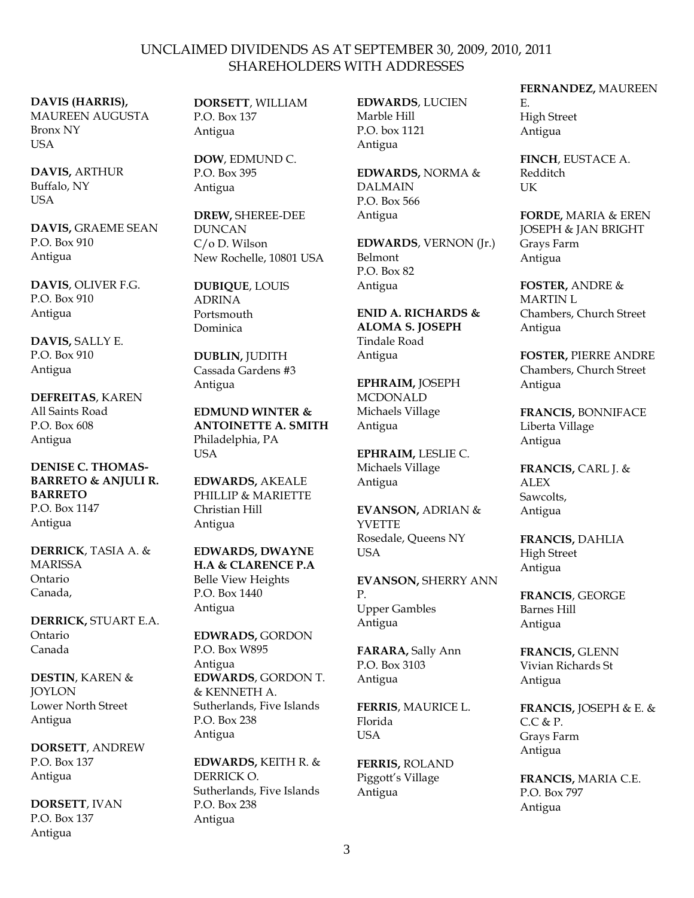# UNCLAIMED DIVIDENDS AS AT SEPTEMBER 30, 2009, 2010, 2011
## SHAREHOLDERS WITH ADDRESSES

**DAVIS (HARRIS),** MAUREEN AUGUSTA
Bronx NY
USA

**DAVIS,** ARTHUR
Buffalo, NY
USA

**DAVIS,** GRAEME SEAN
P.O. Box 910
Antigua

**DAVIS**, OLIVER F.G.
P.O. Box 910
Antigua

**DAVIS,** SALLY E.
P.O. Box 910
Antigua

**DEFREITAS**, KAREN
All Saints Road
P.O. Box 608
Antigua

**DENISE C. THOMAS-BARRETO & ANJULI R. BARRETO**
P.O. Box 1147
Antigua

**DERRICK**, TASIA A. & MARISSA
Ontario
Canada,

**DERRICK,** STUART E.A.
Ontario
Canada

**DESTIN**, KAREN & JOYLON
Lower North Street
Antigua

**DORSETT**, ANDREW
P.O. Box 137
Antigua

**DORSETT**, IVAN
P.O. Box 137
Antigua

**DORSETT**, WILLIAM
P.O. Box 137
Antigua

**DOW**, EDMUND C.
P.O. Box 395
Antigua

**DREW,** SHEREE-DEE DUNCAN
C/o D. Wilson
New Rochelle, 10801 USA

**DUBIQUE**, LOUIS ADRINA
Portsmouth
Dominica

**DUBLIN,** JUDITH
Cassada Gardens #3
Antigua

**EDMUND WINTER & ANTOINETTE A. SMITH**
Philadelphia, PA
USA

**EDWARDS,** AKEALE PHILLIP & MARIETTE
Christian Hill
Antigua

**EDWARDS, DWAYNE H.A & CLARENCE P.A**
Belle View Heights
P.O. Box 1440
Antigua

**EDWRADS,** GORDON
P.O. Box W895
Antigua

**EDWARDS**, GORDON T. & KENNETH A.
Sutherlands, Five Islands
P.O. Box 238
Antigua

**EDWARDS,** KEITH R. & DERRICK O.
Sutherlands, Five Islands
P.O. Box 238
Antigua

**EDWARDS**, LUCIEN
Marble Hill
P.O. box 1121
Antigua

**EDWARDS,** NORMA & DALMAIN
P.O. Box 566
Antigua

**EDWARDS**, VERNON (Jr.)
Belmont
P.O. Box 82
Antigua

**ENID A. RICHARDS & ALOMA S. JOSEPH**
Tindale Road
Antigua

**EPHRAIM,** JOSEPH MCDONALD
Michaels Village
Antigua

**EPHRAIM,** LESLIE C.
Michaels Village
Antigua

**EVANSON,** ADRIAN & YVETTE
Rosedale, Queens NY
USA

**EVANSON,** SHERRY ANN P.
Upper Gambles
Antigua

**FARARA,** Sally Ann
P.O. Box 3103
Antigua

**FERRIS**, MAURICE L.
Florida
USA

**FERRIS,** ROLAND
Piggott's Village
Antigua

**FERNANDEZ,** MAUREEN E.
High Street
Antigua

**FINCH**, EUSTACE A.
Redditch
UK

**FORDE,** MARIA & EREN JOSEPH & JAN BRIGHT
Grays Farm
Antigua

**FOSTER,** ANDRE & MARTIN L
Chambers, Church Street
Antigua

**FOSTER,** PIERRE ANDRE
Chambers, Church Street
Antigua

**FRANCIS,** BONNIFACE
Liberta Village
Antigua

**FRANCIS,** CARL J. & ALEX
Sawcolts,
Antigua

**FRANCIS,** DAHLIA
High Street
Antigua

**FRANCIS**, GEORGE
Barnes Hill
Antigua

**FRANCIS,** GLENN
Vivian Richards St
Antigua

**FRANCIS,** JOSEPH & E. & C.C & P.
Grays Farm
Antigua

**FRANCIS,** MARIA C.E.
P.O. Box 797
Antigua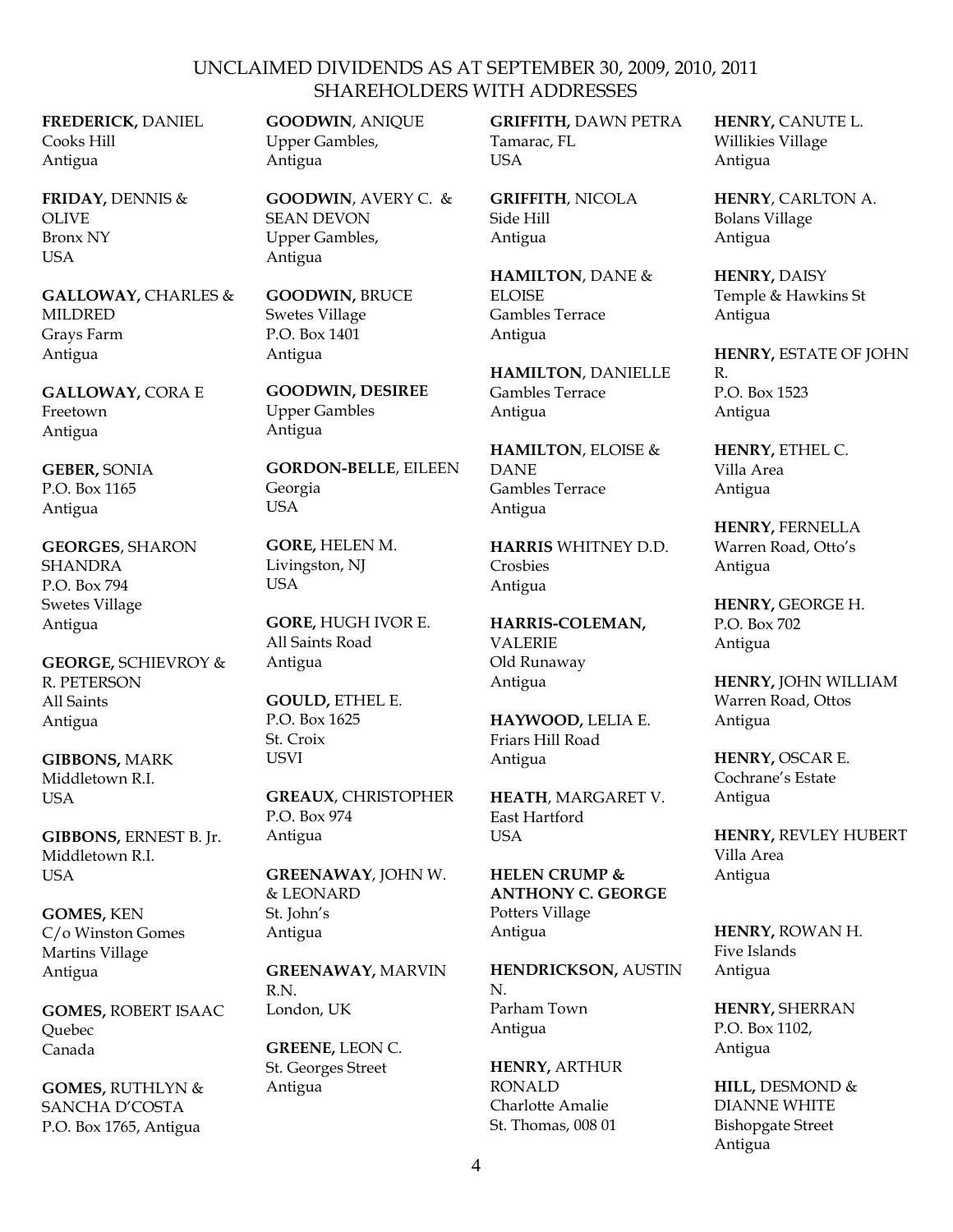UNCLAIMED DIVIDENDS AS AT SEPTEMBER 30, 2009, 2010, 2011
SHAREHOLDERS WITH ADDRESSES

**FREDERICK,** DANIEL
Cooks Hill
Antigua

**FRIDAY,** DENNIS & OLIVE
Bronx NY
USA

**GALLOWAY,** CHARLES & MILDRED
Grays Farm
Antigua

**GALLOWAY,** CORA E
Freetown
Antigua

**GEBER,** SONIA
P.O. Box 1165
Antigua

**GEORGES**, SHARON SHANDRA
P.O. Box 794
Swetes Village
Antigua

**GEORGE,** SCHIEVROY & R. PETERSON
All Saints
Antigua

**GIBBONS,** MARK
Middletown R.I.
USA

**GIBBONS,** ERNEST B. Jr.
Middletown R.I.
USA

**GOMES,** KEN
C/o Winston Gomes
Martins Village
Antigua

**GOMES,** ROBERT ISAAC
Quebec
Canada

**GOMES,** RUTHLYN & SANCHA D'COSTA
P.O. Box 1765, Antigua

**GOODWIN**, ANIQUE
Upper Gambles,
Antigua

**GOODWIN**, AVERY C. & SEAN DEVON
Upper Gambles,
Antigua

**GOODWIN,** BRUCE
Swetes Village
P.O. Box 1401
Antigua

**GOODWIN, DESIREE**
Upper Gambles
Antigua

**GORDON-BELLE**, EILEEN
Georgia
USA

**GORE,** HELEN M.
Livingston, NJ
USA

**GORE,** HUGH IVOR E.
All Saints Road
Antigua

**GOULD,** ETHEL E.
P.O. Box 1625
St. Croix
USVI

**GREAUX**, CHRISTOPHER
P.O. Box 974
Antigua

**GREENAWAY**, JOHN W. & LEONARD
St. John's
Antigua

**GREENAWAY,** MARVIN R.N.
London, UK

**GREENE,** LEON C.
St. Georges Street
Antigua

**GRIFFITH,** DAWN PETRA
Tamarac, FL
USA

**GRIFFITH**, NICOLA
Side Hill
Antigua

**HAMILTON**, DANE & ELOISE
Gambles Terrace
Antigua

**HAMILTON**, DANIELLE
Gambles Terrace
Antigua

**HAMILTON**, ELOISE & DANE
Gambles Terrace
Antigua

**HARRIS** WHITNEY D.D.
Crosbies
Antigua

**HARRIS-COLEMAN,** VALERIE
Old Runaway
Antigua

**HAYWOOD,** LELIA E.
Friars Hill Road
Antigua

**HEATH**, MARGARET V.
East Hartford
USA

**HELEN CRUMP & ANTHONY C. GEORGE**
Potters Village
Antigua

**HENDRICKSON,** AUSTIN N.
Parham Town
Antigua

**HENRY,** ARTHUR RONALD
Charlotte Amalie
St. Thomas, 008 01

**HENRY,** CANUTE L.
Willikies Village
Antigua

**HENRY**, CARLTON A.
Bolans Village
Antigua

**HENRY,** DAISY
Temple & Hawkins St
Antigua

**HENRY,** ESTATE OF JOHN R.
P.O. Box 1523
Antigua

**HENRY,** ETHEL C.
Villa Area
Antigua

**HENRY,** FERNELLA
Warren Road, Otto's
Antigua

**HENRY,** GEORGE H.
P.O. Box 702
Antigua

**HENRY,** JOHN WILLIAM
Warren Road, Ottos
Antigua

**HENRY,** OSCAR E.
Cochrane's Estate
Antigua

**HENRY,** REVLEY HUBERT
Villa Area
Antigua

**HENRY,** ROWAN H.
Five Islands
Antigua

**HENRY,** SHERRAN
P.O. Box 1102,
Antigua

**HILL,** DESMOND & DIANNE WHITE
Bishopgate Street
Antigua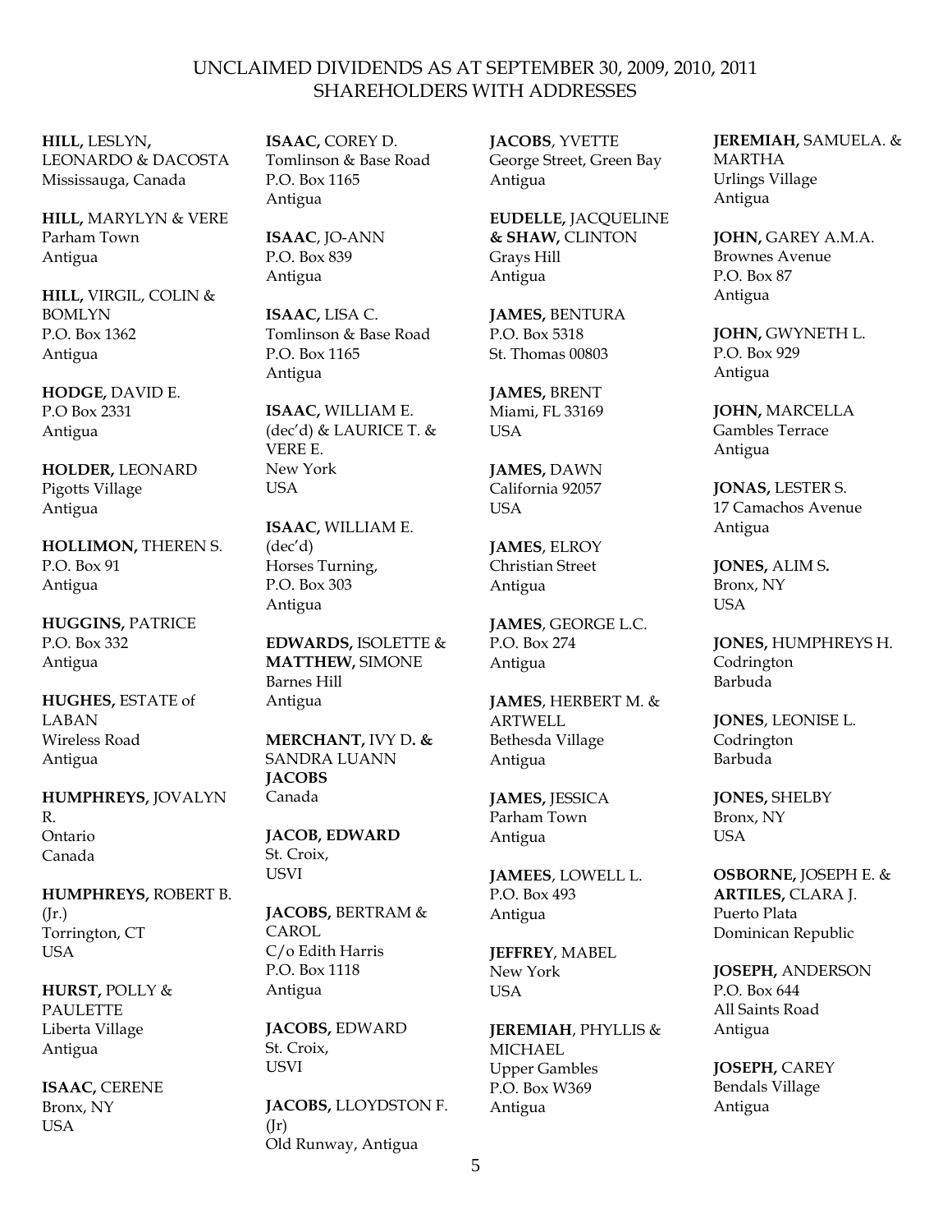# UNCLAIMED DIVIDENDS AS AT SEPTEMBER 30, 2009, 2010, 2011
## SHAREHOLDERS WITH ADDRESSES

**HILL,** LESLYN, LEONARDO & DACOSTA
Mississauga, Canada

**HILL,** MARYLYN & VERE
Parham Town
Antigua

**HILL,** VIRGIL, COLIN & BOMLYN
P.O. Box 1362
Antigua

**HODGE,** DAVID E.
P.O Box 2331
Antigua

**HOLDER,** LEONARD
Pigotts Village
Antigua

**HOLLIMON,** THEREN S.
P.O. Box 91
Antigua

**HUGGINS,** PATRICE
P.O. Box 332
Antigua

**HUGHES,** ESTATE of LABAN
Wireless Road
Antigua

**HUMPHREYS,** JOVALYN R.
Ontario
Canada

**HUMPHREYS,** ROBERT B. (Jr.)
Torrington, CT
USA

**HURST,** POLLY & PAULETTE
Liberta Village
Antigua

**ISAAC,** CERENE
Bronx, NY
USA

**ISAAC,** COREY D.
Tomlinson & Base Road
P.O. Box 1165
Antigua

**ISAAC**, JO-ANN
P.O. Box 839
Antigua

**ISAAC,** LISA C.
Tomlinson & Base Road
P.O. Box 1165
Antigua

**ISAAC,** WILLIAM E. (dec'd) & LAURICE T. & VERE E.
New York
USA

**ISAAC,** WILLIAM E. (dec'd)
Horses Turning,
P.O. Box 303
Antigua

**EDWARDS,** ISOLETTE & **MATTHEW,** SIMONE
Barnes Hill
Antigua

**MERCHANT,** IVY D**. &** SANDRA LUANN **JACOBS**
Canada

**JACOB, EDWARD**
St. Croix,
USVI

**JACOBS,** BERTRAM & CAROL
C/o Edith Harris
P.O. Box 1118
Antigua

**JACOBS,** EDWARD
St. Croix,
USVI

**JACOBS,** LLOYDSTON F. (Jr)
Old Runway, Antigua

**JACOBS**, YVETTE
George Street, Green Bay
Antigua

**EUDELLE,** JACQUELINE **& SHAW,** CLINTON
Grays Hill
Antigua

**JAMES,** BENTURA
P.O. Box 5318
St. Thomas 00803

**JAMES,** BRENT
Miami, FL 33169
USA

**JAMES,** DAWN
California 92057
USA

**JAMES**, ELROY
Christian Street
Antigua

**JAMES**, GEORGE L.C.
P.O. Box 274
Antigua

**JAMES**, HERBERT M. & ARTWELL
Bethesda Village
Antigua

**JAMES,** JESSICA
Parham Town
Antigua

**JAMEES**, LOWELL L.
P.O. Box 493
Antigua

**JEFFREY**, MABEL
New York
USA

**JEREMIAH**, PHYLLIS & MICHAEL
Upper Gambles
P.O. Box W369
Antigua

**JEREMIAH,** SAMUELA. & MARTHA
Urlings Village
Antigua

**JOHN,** GAREY A.M.A.
Brownes Avenue
P.O. Box 87
Antigua

**JOHN,** GWYNETH L.
P.O. Box 929
Antigua

**JOHN,** MARCELLA
Gambles Terrace
Antigua

**JONAS,** LESTER S.
17 Camachos Avenue
Antigua

**JONES,** ALIM S**.**
Bronx, NY
USA

**JONES,** HUMPHREYS H.
Codrington
Barbuda

**JONES**, LEONISE L.
Codrington
Barbuda

**JONES,** SHELBY
Bronx, NY
USA

**OSBORNE,** JOSEPH E. & **ARTILES,** CLARA J.
Puerto Plata
Dominican Republic

**JOSEPH,** ANDERSON
P.O. Box 644
All Saints Road
Antigua

**JOSEPH,** CAREY
Bendals Village
Antigua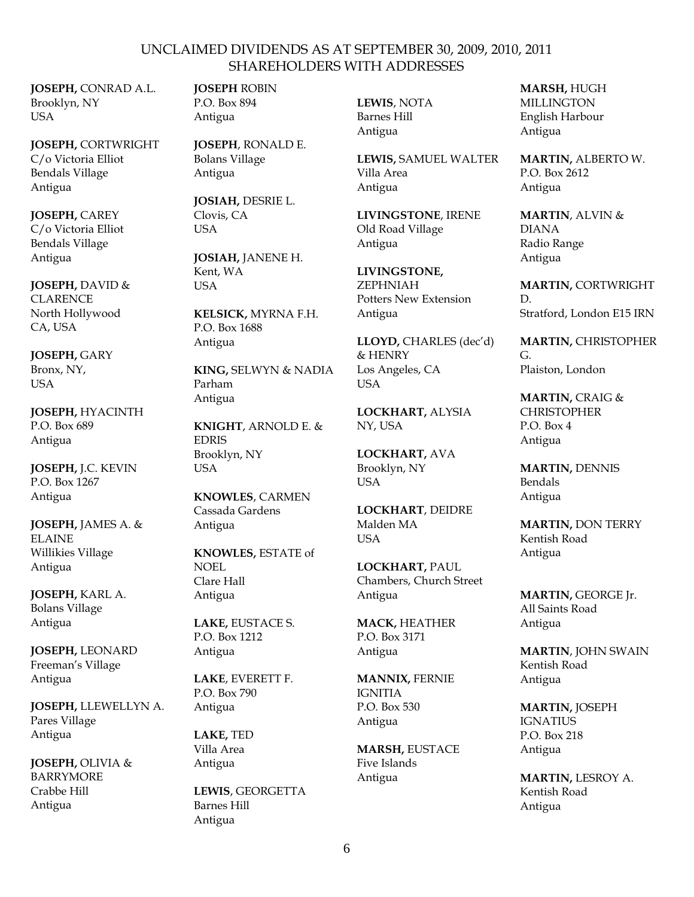UNCLAIMED DIVIDENDS AS AT SEPTEMBER 30, 2009, 2010, 2011
SHAREHOLDERS WITH ADDRESSES

**JOSEPH,** CONRAD A.L.
Brooklyn, NY
USA

**JOSEPH,** CORTWRIGHT
C/o Victoria Elliot
Bendals Village
Antigua

**JOSEPH,** CAREY
C/o Victoria Elliot
Bendals Village
Antigua

**JOSEPH,** DAVID & CLARENCE
North Hollywood
CA, USA

**JOSEPH,** GARY
Bronx, NY,
USA

**JOSEPH,** HYACINTH
P.O. Box 689
Antigua

**JOSEPH,** J.C. KEVIN
P.O. Box 1267
Antigua

**JOSEPH,** JAMES A. & ELAINE
Willikies Village
Antigua

**JOSEPH,** KARL A.
Bolans Village
Antigua

**JOSEPH,** LEONARD
Freeman's Village
Antigua

**JOSEPH,** LLEWELLYN A.
Pares Village
Antigua

**JOSEPH,** OLIVIA & BARRYMORE
Crabbe Hill
Antigua

**JOSEPH** ROBIN
P.O. Box 894
Antigua

**JOSEPH**, RONALD E.
Bolans Village
Antigua

**JOSIAH,** DESRIE L.
Clovis, CA
USA

**JOSIAH,** JANENE H.
Kent, WA
USA

**KELSICK,** MYRNA F.H.
P.O. Box 1688
Antigua

**KING,** SELWYN & NADIA
Parham
Antigua

**KNIGHT**, ARNOLD E. & EDRIS
Brooklyn, NY
USA

**KNOWLES**, CARMEN
Cassada Gardens
Antigua

**KNOWLES,** ESTATE of NOEL
Clare Hall
Antigua

**LAKE,** EUSTACE S.
P.O. Box 1212
Antigua

**LAKE**, EVERETT F.
P.O. Box 790
Antigua

**LAKE,** TED
Villa Area
Antigua

**LEWIS**, GEORGETTA
Barnes Hill
Antigua

**LEWIS**, NOTA
Barnes Hill
Antigua

**LEWIS,** SAMUEL WALTER
Villa Area
Antigua

**LIVINGSTONE**, IRENE
Old Road Village
Antigua

**LIVINGSTONE,** ZEPHNIAH
Potters New Extension
Antigua

**LLOYD,** CHARLES (dec'd) & HENRY
Los Angeles, CA
USA

**LOCKHART,** ALYSIA
NY, USA

**LOCKHART,** AVA
Brooklyn, NY
USA

**LOCKHART**, DEIDRE
Malden MA
USA

**LOCKHART,** PAUL
Chambers, Church Street
Antigua

**MACK,** HEATHER
P.O. Box 3171
Antigua

**MANNIX,** FERNIE IGNITIA
P.O. Box 530
Antigua

**MARSH,** EUSTACE
Five Islands
Antigua

**MARSH,** HUGH MILLINGTON
English Harbour
Antigua

**MARTIN,** ALBERTO W.
P.O. Box 2612
Antigua

**MARTIN**, ALVIN & DIANA
Radio Range
Antigua

**MARTIN,** CORTWRIGHT D.
Stratford, London E15 IRN

**MARTIN,** CHRISTOPHER G.
Plaiston, London

**MARTIN,** CRAIG & CHRISTOPHER
P.O. Box 4
Antigua

**MARTIN,** DENNIS
Bendals
Antigua

**MARTIN,** DON TERRY
Kentish Road
Antigua

**MARTIN,** GEORGE Jr.
All Saints Road
Antigua

**MARTIN**, JOHN SWAIN
Kentish Road
Antigua

**MARTIN,** JOSEPH IGNATIUS
P.O. Box 218
Antigua

**MARTIN,** LESROY A.
Kentish Road
Antigua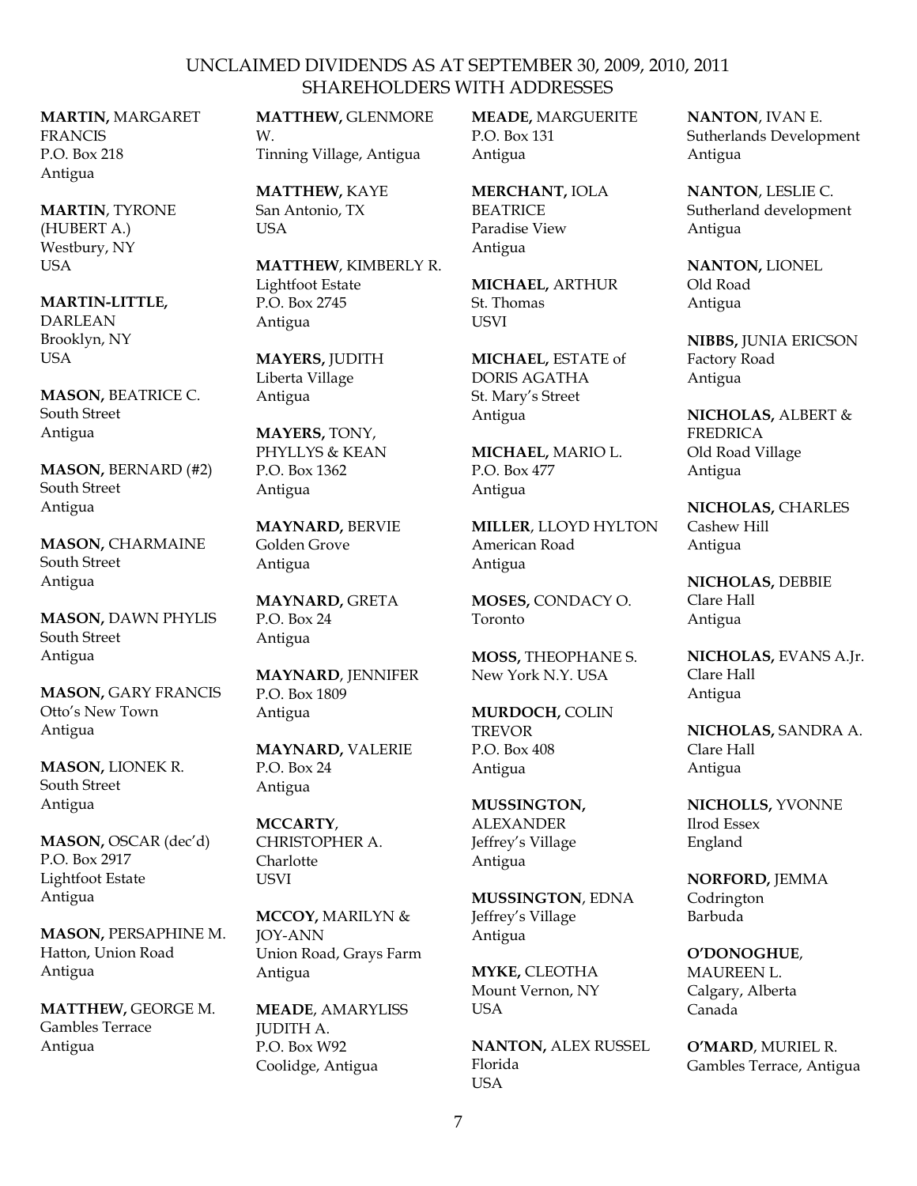UNCLAIMED DIVIDENDS AS AT SEPTEMBER 30, 2009, 2010, 2011
SHAREHOLDERS WITH ADDRESSES

**MARTIN,** MARGARET FRANCIS
P.O. Box 218
Antigua

**MARTIN**, TYRONE (HUBERT A.)
Westbury, NY
USA

**MARTIN-LITTLE,** DARLEAN
Brooklyn, NY
USA

**MASON,** BEATRICE C.
South Street
Antigua

**MASON,** BERNARD (#2)
South Street
Antigua

**MASON,** CHARMAINE
South Street
Antigua

**MASON,** DAWN PHYLIS
South Street
Antigua

**MASON,** GARY FRANCIS
Otto's New Town
Antigua

**MASON,** LIONEK R.
South Street
Antigua

**MASON,** OSCAR (dec'd)
P.O. Box 2917
Lightfoot Estate
Antigua

**MASON,** PERSAPHINE M.
Hatton, Union Road
Antigua

**MATTHEW,** GEORGE M.
Gambles Terrace
Antigua

**MATTHEW,** GLENMORE W.
Tinning Village, Antigua

**MATTHEW,** KAYE
San Antonio, TX
USA

**MATTHEW**, KIMBERLY R.
Lightfoot Estate
P.O. Box 2745
Antigua

**MAYERS,** JUDITH
Liberta Village
Antigua

**MAYERS,** TONY, PHYLLYS & KEAN
P.O. Box 1362
Antigua

**MAYNARD,** BERVIE
Golden Grove
Antigua

**MAYNARD,** GRETA
P.O. Box 24
Antigua

**MAYNARD**, JENNIFER
P.O. Box 1809
Antigua

**MAYNARD,** VALERIE
P.O. Box 24
Antigua

**MCCARTY**, CHRISTOPHER A.
Charlotte
USVI

**MCCOY,** MARILYN & JOY-ANN
Union Road, Grays Farm
Antigua

**MEADE**, AMARYLISS JUDITH A.
P.O. Box W92
Coolidge, Antigua

**MEADE,** MARGUERITE
P.O. Box 131
Antigua

**MERCHANT,** IOLA BEATRICE
Paradise View
Antigua

**MICHAEL,** ARTHUR
St. Thomas
USVI

**MICHAEL,** ESTATE of DORIS AGATHA
St. Mary's Street
Antigua

**MICHAEL,** MARIO L.
P.O. Box 477
Antigua

**MILLER**, LLOYD HYLTON
American Road
Antigua

**MOSES,** CONDACY O.
Toronto

**MOSS,** THEOPHANE S.
New York N.Y. USA

**MURDOCH,** COLIN TREVOR
P.O. Box 408
Antigua

**MUSSINGTON,** ALEXANDER
Jeffrey's Village
Antigua

**MUSSINGTON**, EDNA
Jeffrey's Village
Antigua

**MYKE,** CLEOTHA
Mount Vernon, NY
USA

**NANTON,** ALEX RUSSEL
Florida
USA

**NANTON**, IVAN E.
Sutherlands Development
Antigua

**NANTON**, LESLIE C.
Sutherland development
Antigua

**NANTON,** LIONEL
Old Road
Antigua

**NIBBS,** JUNIA ERICSON
Factory Road
Antigua

**NICHOLAS,** ALBERT & FREDRICA
Old Road Village
Antigua

**NICHOLAS,** CHARLES
Cashew Hill
Antigua

**NICHOLAS,** DEBBIE
Clare Hall
Antigua

**NICHOLAS,** EVANS A.Jr.
Clare Hall
Antigua

**NICHOLAS,** SANDRA A.
Clare Hall
Antigua

**NICHOLLS,** YVONNE
Ilrod Essex
England

**NORFORD,** JEMMA
Codrington
Barbuda

**O'DONOGHUE**, MAUREEN L.
Calgary, Alberta
Canada

**O'MARD**, MURIEL R.
Gambles Terrace, Antigua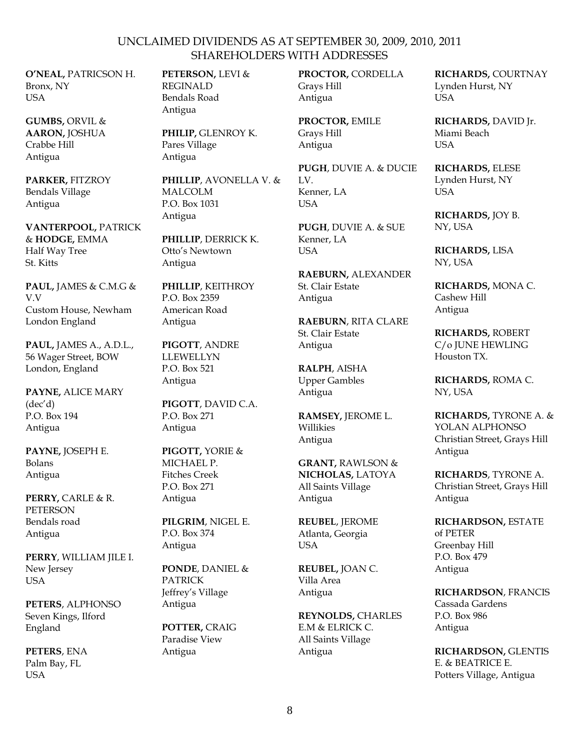## UNCLAIMED DIVIDENDS AS AT SEPTEMBER 30, 2009, 2010, 2011
## SHAREHOLDERS WITH ADDRESSES

**O'NEAL,** PATRICSON H.
Bronx, NY
USA

**GUMBS,** ORVIL &
**AARON,** JOSHUA
Crabbe Hill
Antigua

**PARKER,** FITZROY
Bendals Village
Antigua

**VANTERPOOL,** PATRICK
& **HODGE,** EMMA
Half Way Tree
St. Kitts

**PAUL,** JAMES & C.M.G &
V.V
Custom House, Newham
London England

**PAUL,** JAMES A., A.D.L.,
56 Wager Street, BOW
London, England

**PAYNE,** ALICE MARY
(dec'd)
P.O. Box 194
Antigua

**PAYNE,** JOSEPH E.
Bolans
Antigua

**PERRY,** CARLE & R.
PETERSON
Bendals road
Antigua

**PERRY**, WILLIAM JILE I.
New Jersey
USA

**PETERS**, ALPHONSO
Seven Kings, Ilford
England

**PETERS**, ENA
Palm Bay, FL
USA

**PETERSON,** LEVI &
REGINALD
Bendals Road
Antigua

**PHILIP,** GLENROY K.
Pares Village
Antigua

**PHILLIP**, AVONELLA V. &
MALCOLM
P.O. Box 1031
Antigua

**PHILLIP**, DERRICK K.
Otto's Newtown
Antigua

**PHILLIP**, KEITHROY
P.O. Box 2359
American Road
Antigua

**PIGOTT**, ANDRE
LLEWELLYN
P.O. Box 521
Antigua

**PIGOTT**, DAVID C.A.
P.O. Box 271
Antigua

**PIGOTT,** YORIE &
MICHAEL P.
Fitches Creek
P.O. Box 271
Antigua

**PILGRIM**, NIGEL E.
P.O. Box 374
Antigua

**PONDE**, DANIEL &
PATRICK
Jeffrey's Village
Antigua

**POTTER,** CRAIG
Paradise View
Antigua

**PROCTOR,** CORDELLA
Grays Hill
Antigua

**PROCTOR,** EMILE
Grays Hill
Antigua

**PUGH**, DUVIE A. & DUCIE
LV.
Kenner, LA
USA

**PUGH**, DUVIE A. & SUE
Kenner, LA
USA

**RAEBURN,** ALEXANDER
St. Clair Estate
Antigua

**RAEBURN**, RITA CLARE
St. Clair Estate
Antigua

**RALPH**, AISHA
Upper Gambles
Antigua

**RAMSEY,** JEROME L.
Willikies
Antigua

**GRANT,** RAWLSON &
**NICHOLAS,** LATOYA
All Saints Village
Antigua

**REUBEL**, JEROME
Atlanta, Georgia
USA

**REUBEL,** JOAN C.
Villa Area
Antigua

**REYNOLDS,** CHARLES
E.M & ELRICK C.
All Saints Village
Antigua

**RICHARDS,** COURTNAY
Lynden Hurst, NY
USA

**RICHARDS,** DAVID Jr.
Miami Beach
USA

**RICHARDS,** ELESE
Lynden Hurst, NY
USA

**RICHARDS,** JOY B.
NY, USA

**RICHARDS,** LISA
NY, USA

**RICHARDS,** MONA C.
Cashew Hill
Antigua

**RICHARDS,** ROBERT
C/o JUNE HEWLING
Houston TX.

**RICHARDS,** ROMA C.
NY, USA

**RICHARDS,** TYRONE A. &
YOLAN ALPHONSO
Christian Street, Grays Hill
Antigua

**RICHARDS**, TYRONE A.
Christian Street, Grays Hill
Antigua

**RICHARDSON,** ESTATE
of PETER
Greenbay Hill
P.O. Box 479
Antigua

**RICHARDSON**, FRANCIS
Cassada Gardens
P.O. Box 986
Antigua

**RICHARDSON,** GLENTIS
E. & BEATRICE E.
Potters Village, Antigua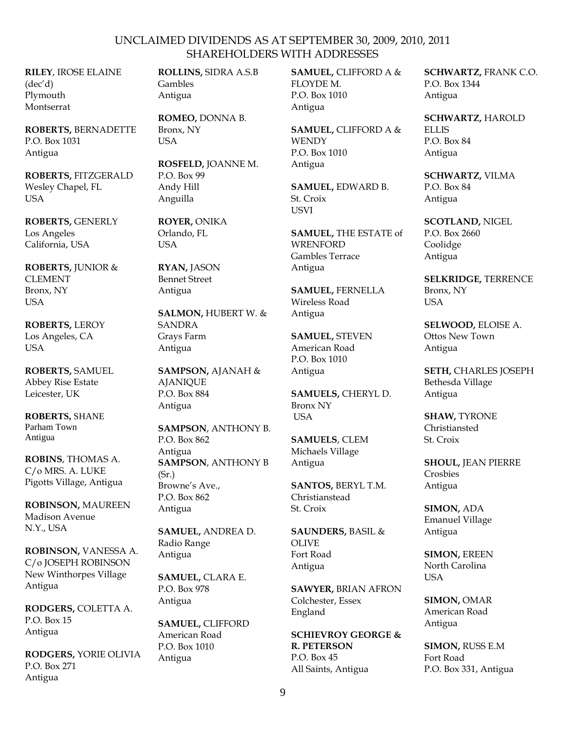# UNCLAIMED DIVIDENDS AS AT SEPTEMBER 30, 2009, 2010, 2011
## SHAREHOLDERS WITH ADDRESSES

**RILEY**, IROSE ELAINE (dec'd)
Plymouth
Montserrat

**ROBERTS,** BERNADETTE
P.O. Box 1031
Antigua

**ROBERTS,** FITZGERALD
Wesley Chapel, FL
USA

**ROBERTS,** GENERLY
Los Angeles
California, USA

**ROBERTS,** JUNIOR & CLEMENT
Bronx, NY
USA

**ROBERTS,** LEROY
Los Angeles, CA
USA

**ROBERTS,** SAMUEL
Abbey Rise Estate
Leicester, UK

**ROBERTS,** SHANE
Parham Town
Antigua

**ROBINS**, THOMAS A.
C/o MRS. A. LUKE
Pigotts Village, Antigua

**ROBINSON,** MAUREEN
Madison Avenue
N.Y., USA

**ROBINSON,** VANESSA A.
C/o JOSEPH ROBINSON
New Winthorpes Village
Antigua

**RODGERS,** COLETTA A.
P.O. Box 15
Antigua

**RODGERS,** YORIE OLIVIA
P.O. Box 271
Antigua

**ROLLINS,** SIDRA A.S.B
Gambles
Antigua

**ROMEO,** DONNA B.
Bronx, NY
USA

**ROSFELD,** JOANNE M.
P.O. Box 99
Andy Hill
Anguilla

**ROYER,** ONIKA
Orlando, FL
USA

**RYAN,** JASON
Bennet Street
Antigua

**SALMON,** HUBERT W. & SANDRA
Grays Farm
Antigua

**SAMPSON,** AJANAH & AJANIQUE
P.O. Box 884
Antigua

**SAMPSON**, ANTHONY B.
P.O. Box 862
Antigua

**SAMPSON**, ANTHONY B (Sr.)
Browne's Ave.,
P.O. Box 862
Antigua

**SAMUEL,** ANDREA D.
Radio Range
Antigua

**SAMUEL,** CLARA E.
P.O. Box 978
Antigua

**SAMUEL,** CLIFFORD
American Road
P.O. Box 1010
Antigua

**SAMUEL,** CLIFFORD A & FLOYDE M.
P.O. Box 1010
Antigua

**SAMUEL,** CLIFFORD A & WENDY
P.O. Box 1010
Antigua

**SAMUEL,** EDWARD B.
St. Croix
USVI

**SAMUEL,** THE ESTATE of WRENFORD
Gambles Terrace
Antigua

**SAMUEL,** FERNELLA
Wireless Road
Antigua

**SAMUEL,** STEVEN
American Road
P.O. Box 1010
Antigua

**SAMUELS,** CHERYL D.
Bronx NY
USA

**SAMUELS**, CLEM
Michaels Village
Antigua

**SANTOS,** BERYL T.M.
Christianstead
St. Croix

**SAUNDERS,** BASIL & OLIVE
Fort Road
Antigua

**SAWYER,** BRIAN AFRON
Colchester, Essex
England

**SCHIEVROY GEORGE & R. PETERSON**
P.O. Box 45
All Saints, Antigua

**SCHWARTZ,** FRANK C.O.
P.O. Box 1344
Antigua

**SCHWARTZ,** HAROLD ELLIS
P.O. Box 84
Antigua

**SCHWARTZ,** VILMA
P.O. Box 84
Antigua

**SCOTLAND,** NIGEL
P.O. Box 2660
Coolidge
Antigua

**SELKRIDGE,** TERRENCE
Bronx, NY
USA

**SELWOOD,** ELOISE A.
Ottos New Town
Antigua

**SETH,** CHARLES JOSEPH
Bethesda Village
Antigua

**SHAW,** TYRONE
Christiansted
St. Croix

**SHOUL,** JEAN PIERRE
Crosbies
Antigua

**SIMON,** ADA
Emanuel Village
Antigua

**SIMON,** EREEN
North Carolina
USA

**SIMON,** OMAR
American Road
Antigua

**SIMON,** RUSS E.M
Fort Road
P.O. Box 331, Antigua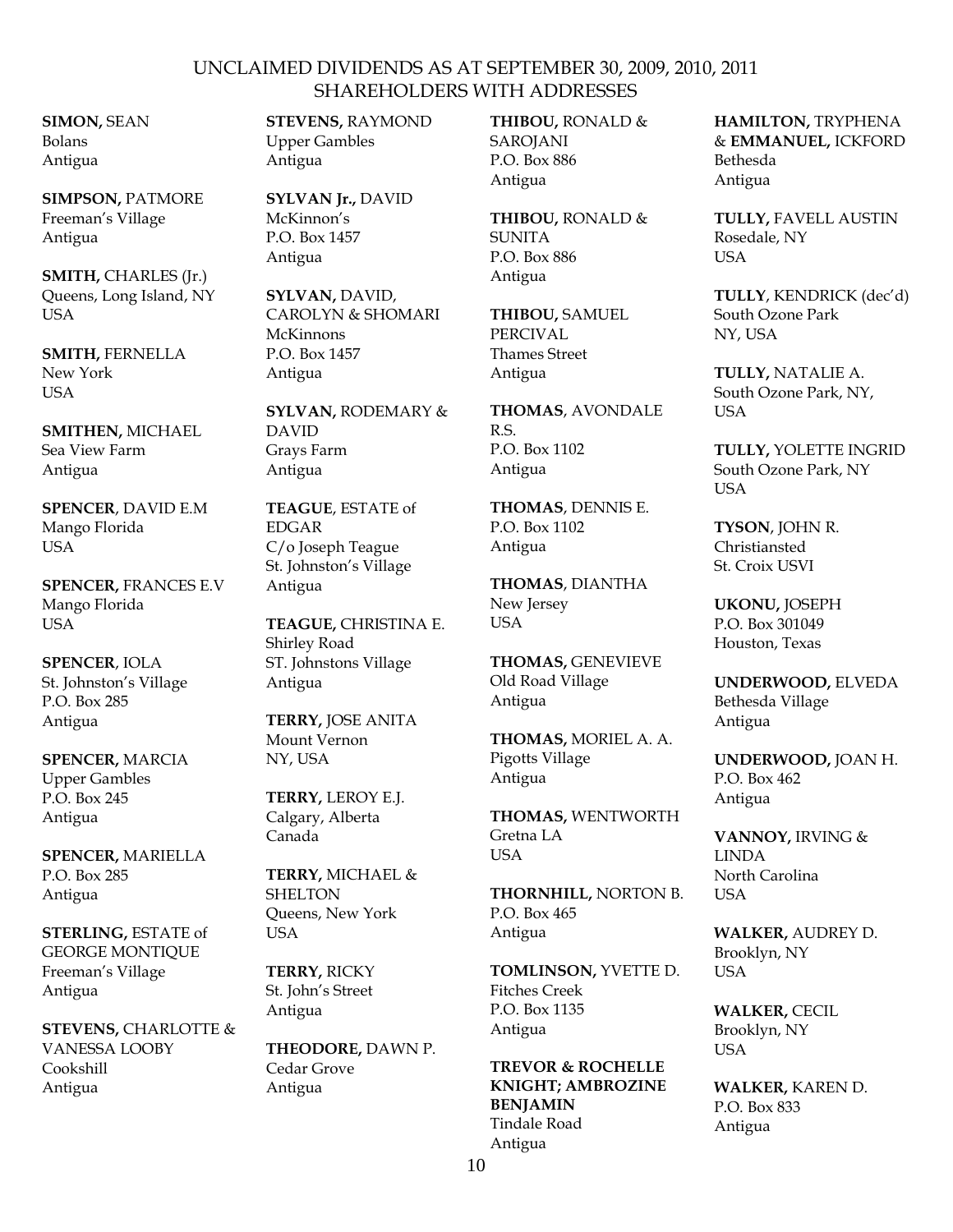UNCLAIMED DIVIDENDS AS AT SEPTEMBER 30, 2009, 2010, 2011
SHAREHOLDERS WITH ADDRESSES

**SIMON,** SEAN
Bolans
Antigua

**SIMPSON,** PATMORE
Freeman's Village
Antigua

**SMITH,** CHARLES (Jr.)
Queens, Long Island, NY
USA

**SMITH,** FERNELLA
New York
USA

**SMITHEN,** MICHAEL
Sea View Farm
Antigua

**SPENCER**, DAVID E.M
Mango Florida
USA

**SPENCER,** FRANCES E.V
Mango Florida
USA

**SPENCER**, IOLA
St. Johnston's Village
P.O. Box 285
Antigua

**SPENCER,** MARCIA
Upper Gambles
P.O. Box 245
Antigua

**SPENCER,** MARIELLA
P.O. Box 285
Antigua

**STERLING,** ESTATE of
GEORGE MONTIQUE
Freeman's Village
Antigua

**STEVENS,** CHARLOTTE &
VANESSA LOOBY
Cookshill
Antigua

**STEVENS,** RAYMOND
Upper Gambles
Antigua

**SYLVAN Jr.,** DAVID
McKinnon's
P.O. Box 1457
Antigua

**SYLVAN,** DAVID,
CAROLYN & SHOMARI
McKinnons
P.O. Box 1457
Antigua

**SYLVAN,** RODEMARY &
DAVID
Grays Farm
Antigua

**TEAGUE**, ESTATE of
EDGAR
C/o Joseph Teague
St. Johnston's Village
Antigua

**TEAGUE,** CHRISTINA E.
Shirley Road
ST. Johnstons Village
Antigua

**TERRY,** JOSE ANITA
Mount Vernon
NY, USA

**TERRY,** LEROY E.J.
Calgary, Alberta
Canada

**TERRY,** MICHAEL &
SHELTON
Queens, New York
USA

**TERRY,** RICKY
St. John's Street
Antigua

**THEODORE,** DAWN P.
Cedar Grove
Antigua

**THIBOU,** RONALD &
SAROJANI
P.O. Box 886
Antigua

**THIBOU,** RONALD &
SUNITA
P.O. Box 886
Antigua

**THIBOU,** SAMUEL
PERCIVAL
Thames Street
Antigua

**THOMAS**, AVONDALE
R.S.
P.O. Box 1102
Antigua

**THOMAS**, DENNIS E.
P.O. Box 1102
Antigua

**THOMAS**, DIANTHA
New Jersey
USA

**THOMAS,** GENEVIEVE
Old Road Village
Antigua

**THOMAS,** MORIEL A. A.
Pigotts Village
Antigua

**THOMAS,** WENTWORTH
Gretna LA
USA

**THORNHILL,** NORTON B.
P.O. Box 465
Antigua

**TOMLINSON,** YVETTE D.
Fitches Creek
P.O. Box 1135
Antigua

**TREVOR & ROCHELLE
KNIGHT; AMBROZINE
BENJAMIN**
Tindale Road
Antigua

**HAMILTON,** TRYPHENA
& **EMMANUEL,** ICKFORD
Bethesda
Antigua

**TULLY,** FAVELL AUSTIN
Rosedale, NY
USA

**TULLY**, KENDRICK (dec'd)
South Ozone Park
NY, USA

**TULLY,** NATALIE A.
South Ozone Park, NY,
USA

**TULLY,** YOLETTE INGRID
South Ozone Park, NY
USA

**TYSON**, JOHN R.
Christiansted
St. Croix USVI

**UKONU,** JOSEPH
P.O. Box 301049
Houston, Texas

**UNDERWOOD,** ELVEDA
Bethesda Village
Antigua

**UNDERWOOD,** JOAN H.
P.O. Box 462
Antigua

**VANNOY,** IRVING &
LINDA
North Carolina
USA

**WALKER,** AUDREY D.
Brooklyn, NY
USA

**WALKER,** CECIL
Brooklyn, NY
USA

**WALKER,** KAREN D.
P.O. Box 833
Antigua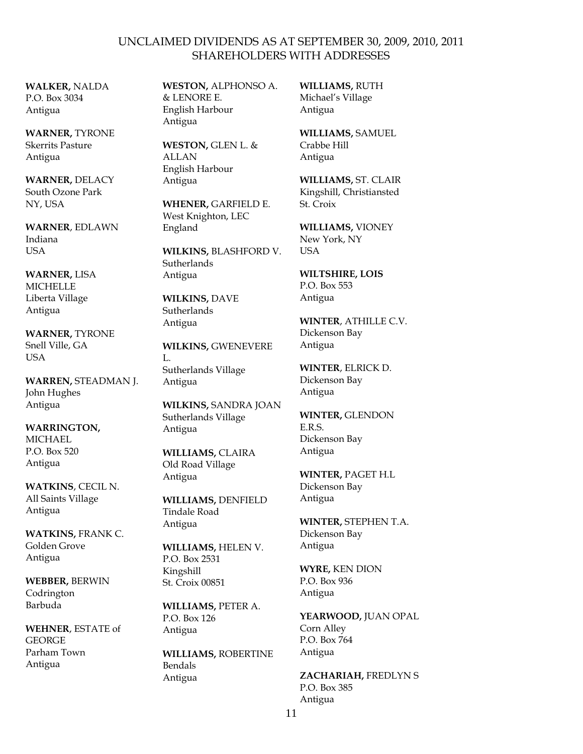# UNCLAIMED DIVIDENDS AS AT SEPTEMBER 30, 2009, 2010, 2011
## SHAREHOLDERS WITH ADDRESSES

**WALKER,** NALDA
P.O. Box 3034
Antigua

**WARNER,** TYRONE
Skerrits Pasture
Antigua

**WARNER,** DELACY
South Ozone Park
NY, USA

**WARNER**, EDLAWN
Indiana
USA

**WARNER,** LISA MICHELLE
Liberta Village
Antigua

**WARNER,** TYRONE
Snell Ville, GA
USA

**WARREN,** STEADMAN J.
John Hughes
Antigua

**WARRINGTON,** MICHAEL
P.O. Box 520
Antigua

**WATKINS**, CECIL N.
All Saints Village
Antigua

**WATKINS,** FRANK C.
Golden Grove
Antigua

**WEBBER,** BERWIN
Codrington
Barbuda

**WEHNER**, ESTATE of GEORGE
Parham Town
Antigua

**WESTON,** ALPHONSO A. & LENORE E.
English Harbour
Antigua

**WESTON,** GLEN L. & ALLAN
English Harbour
Antigua

**WHENER,** GARFIELD E.
West Knighton, LEC
England

**WILKINS,** BLASHFORD V.
Sutherlands
Antigua

**WILKINS,** DAVE
Sutherlands
Antigua

**WILKINS,** GWENEVERE L.
Sutherlands Village
Antigua

**WILKINS,** SANDRA JOAN
Sutherlands Village
Antigua

**WILLIAMS,** CLAIRA
Old Road Village
Antigua

**WILLIAMS,** DENFIELD
Tindale Road
Antigua

**WILLIAMS,** HELEN V.
P.O. Box 2531
Kingshill
St. Croix 00851

**WILLIAMS,** PETER A.
P.O. Box 126
Antigua

**WILLIAMS,** ROBERTINE
Bendals
Antigua

**WILLIAMS,** RUTH
Michael's Village
Antigua

**WILLIAMS,** SAMUEL
Crabbe Hill
Antigua

**WILLIAMS,** ST. CLAIR
Kingshill, Christiansted
St. Croix

**WILLIAMS,** VIONEY
New York, NY
USA

**WILTSHIRE, LOIS**
P.O. Box 553
Antigua

**WINTER**, ATHILLE C.V.
Dickenson Bay
Antigua

**WINTER**, ELRICK D.
Dickenson Bay
Antigua

**WINTER,** GLENDON E.R.S.
Dickenson Bay
Antigua

**WINTER,** PAGET H.L
Dickenson Bay
Antigua

**WINTER,** STEPHEN T.A.
Dickenson Bay
Antigua

**WYRE,** KEN DION
P.O. Box 936
Antigua

**YEARWOOD,** JUAN OPAL
Corn Alley
P.O. Box 764
Antigua

**ZACHARIAH,** FREDLYN S
P.O. Box 385
Antigua